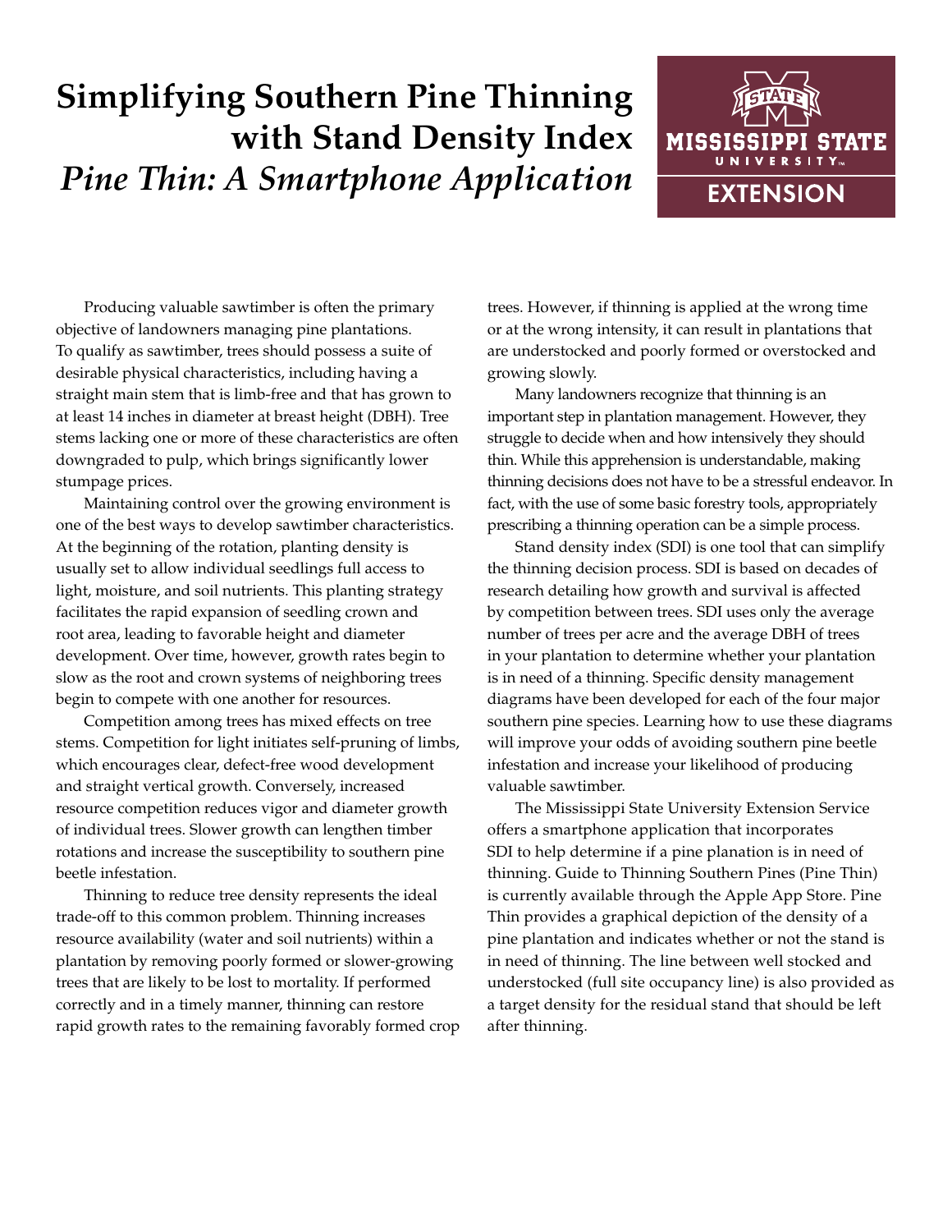# Simplifying Southern Pine Thinning with Stand Density Index

## *Pine Thin: A Smartphone Application*

Producing valuable sawtimber is often the primary objective of landowners managing pine plantations. To qualify as sawtimber, trees should possess a suite of desirable physical characteristics, including having a straight main stem that is limb-free and that has grown to at least 14 inches in diameter at breast height (DBH). Tree stems lacking one or more of these characteristics are often downgraded to pulp, which brings significantly lower stumpage prices.

Maintaining control over the growing environment is one of the best ways to develop sawtimber characteristics. At the beginning of the rotation, planting density is usually set to allow individual seedlings full access to light, moisture, and soil nutrients. This planting strategy facilitates the rapid expansion of seedling crown and root area, leading to favorable height and diameter development. Over time, however, growth rates begin to slow as the root and crown systems of neighboring trees begin to compete with one another for resources.

Competition among trees has mixed effects on tree stems. Competition for light initiates self-pruning of limbs, which encourages clear, defect-free wood development and straight vertical growth. Conversely, increased resource competition reduces vigor and diameter growth of individual trees. Slower growth can lengthen timber rotations and increase the susceptibility to southern pine beetle infestation.

Thinning to reduce tree density represents the ideal trade-off to this common problem. Thinning increases resource availability (water and soil nutrients) within a plantation by removing poorly formed or slower-growing trees that are likely to be lost to mortality. If performed correctly and in a timely manner, thinning can restore rapid growth rates to the remaining favorably formed crop trees. However, if thinning is applied at the wrong time or at the wrong intensity, it can result in plantations that are understocked and poorly formed or overstocked and growing slowly.

Many landowners recognize that thinning is an important step in plantation management. However, they struggle to decide when and how intensively they should thin. While this apprehension is understandable, making thinning decisions does not have to be a stressful endeavor. In fact, with the use of some basic forestry tools, appropriately prescribing a thinning operation can be a simple process.

Stand density index (SDI) is one tool that can simplify the thinning decision process. SDI is based on decades of research detailing how growth and survival is affected by competition between trees. SDI uses only the average number of trees per acre and the average DBH of trees in your plantation to determine whether your plantation is in need of a thinning. Specific density management diagrams have been developed for each of the four major southern pine species. Learning how to use these diagrams will improve your odds of avoiding southern pine beetle infestation and increase your likelihood of producing valuable sawtimber.

The Mississippi State University Extension Service offers a smartphone application that incorporates SDI to help determine if a pine planation is in need of thinning. Guide to Thinning Southern Pines (Pine Thin) is currently available through the Apple App Store. Pine Thin provides a graphical depiction of the density of a pine plantation and indicates whether or not the stand is in need of thinning. The line between well stocked and understocked (full site occupancy line) is also provided as a target density for the residual stand that should be left after thinning.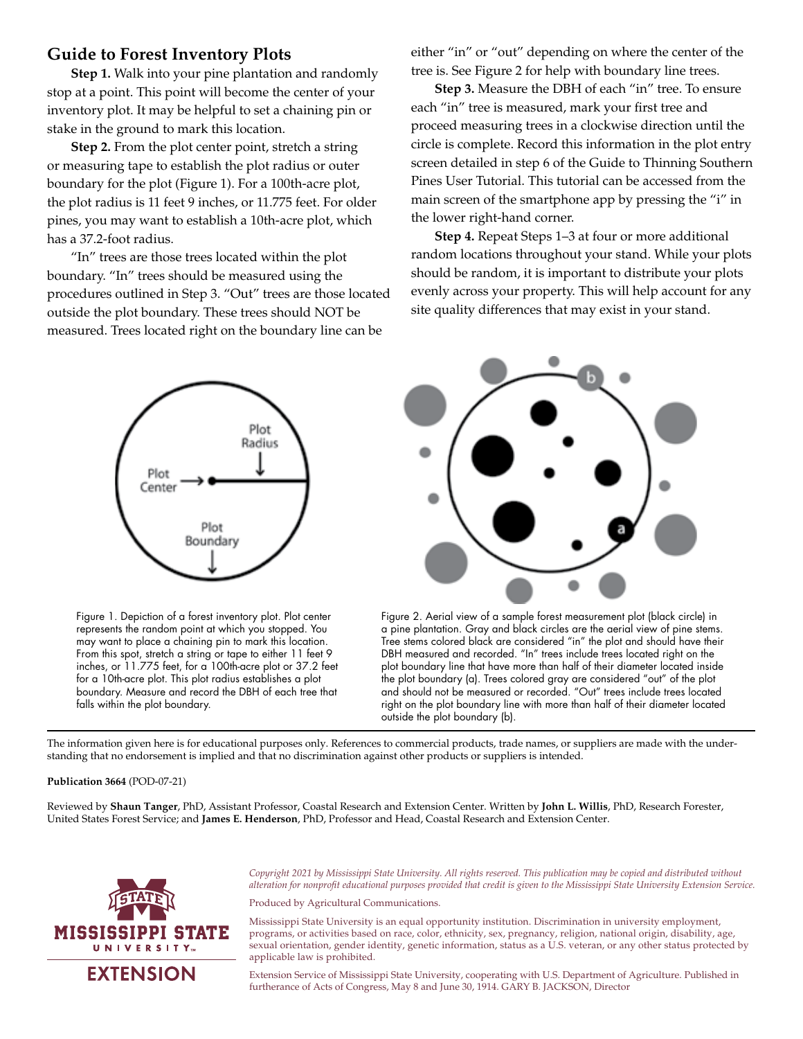## Guide to Forest Inventory Plots

**Step 1.** Walk into your pine plantation and randomly stop at a point. This point will become the center of your inventory plot. It may be helpful to set a chaining pin or stake in the ground to mark this location.

**Step 2.** From the plot center point, stretch a string or measuring tape to establish the plot radius or outer boundary for the plot (Figure 1). For a 100th-acre plot, the plot radius is 11 feet 9 inches, or 11.775 feet. For older pines, you may want to establish a 10th-acre plot, which has a 37.2-foot radius.

"In" trees are those trees located within the plot boundary. "In" trees should be measured using the procedures outlined in Step 3. "Out" trees are those located outside the plot boundary. These trees should NOT be measured. Trees located right on the boundary line can be either "in" or "out" depending on where the center of the tree is. See Figure 2 for help with boundary line trees.

**Step 3.** Measure the DBH of each "in" tree. To ensure each "in" tree is measured, mark your first tree and proceed measuring trees in a clockwise direction until the circle is complete. Record this information in the plot entry screen detailed in step 6 of the Guide to Thinning Southern Pines User Tutorial. This tutorial can be accessed from the main screen of the smartphone app by pressing the "i" in the lower right-hand corner.

**Step 4.** Repeat Steps 1–3 at four or more additional random locations throughout your stand. While your plots should be random, it is important to distribute your plots evenly across your property. This will help account for any site quality differences that may exist in your stand.

Plot Radius

Plot Center

Plot Boundary

Figure 1. Depiction of a forest inventory plot. Plot center represents the random point at which you stopped. You may want to place a chaining pin to mark this location. From this spot, stretch a string or tape to either 11 feet 9 inches, or 11.775 feet, for a 100th-acre plot or 37.2 feet for a 10th-acre plot. This plot radius establishes a plot boundary. Measure and record the DBH of each tree that falls within the plot boundary.

b

a

Figure 2. Aerial view of a sample forest measurement plot (black circle) in a pine plantation. Gray and black circles are the aerial view of pine stems. Tree stems colored black are considered "in" the plot and should have their DBH measured and recorded. "In" trees include trees located right on the plot boundary line that have more than half of their diameter located inside the plot boundary (a). Trees colored gray are considered "out" of the plot and should not be measured or recorded. "Out" trees include trees located right on the plot boundary line with more than half of their diameter located outside the plot boundary (b).

---

The information given here is for educational purposes only. References to commercial products, trade names, or suppliers are made with the understanding that no endorsement is implied and that no discrimination against other products or suppliers is intended.

**Publication 3664** (POD-07-21)

Reviewed by **Shaun Tanger**, PhD, Assistant Professor, Coastal Research and Extension Center. Written by **John L. Willis**, PhD, Research Forester, United States Forest Service; and **James E. Henderson**, PhD, Professor and Head, Coastal Research and Extension Center.

MISSISSIPPI STATE UNIVERSITY EXTENSION

*Copyright 2021 by Mississippi State University. All rights reserved. This publication may be copied and distributed without alteration for nonprofit educational purposes provided that credit is given to the Mississippi State University Extension Service.*

Produced by Agricultural Communications.

Mississippi State University is an equal opportunity institution. Discrimination in university employment, programs, or activities based on race, color, ethnicity, sex, pregnancy, religion, national origin, disability, age, sexual orientation, gender identity, genetic information, status as a U.S. veteran, or any other status protected by applicable law is prohibited.

Extension Service of Mississippi State University, cooperating with U.S. Department of Agriculture. Published in furtherance of Acts of Congress, May 8 and June 30, 1914. GARY B. JACKSON, Director